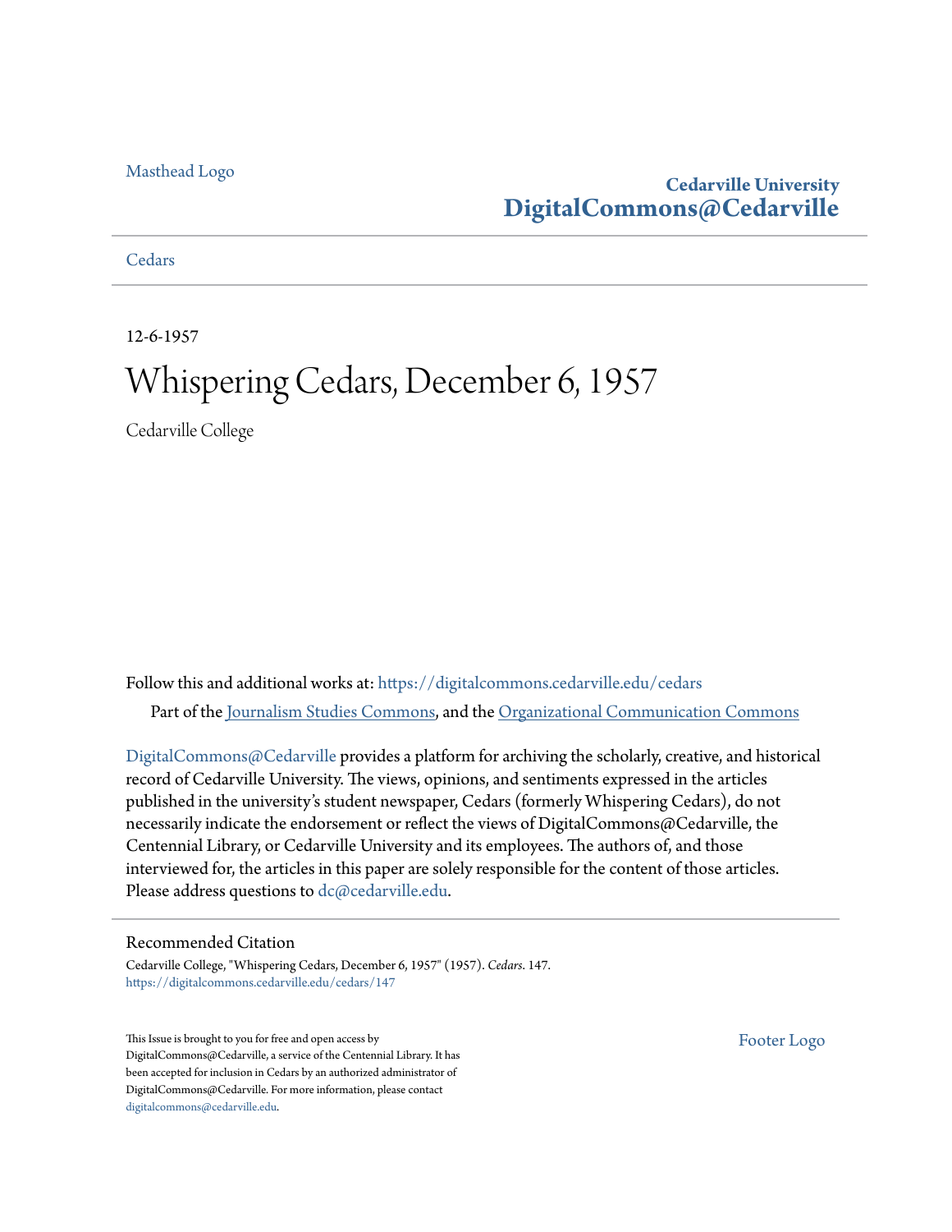Masthead Logo

**Cedarville University**
**DigitalCommons@Cedarville**

Cedars

12-6-1957

# Whispering Cedars, December 6, 1957

Cedarville College

Follow this and additional works at: https://digitalcommons.cedarville.edu/cedars

Part of the Journalism Studies Commons, and the Organizational Communication Commons

DigitalCommons@Cedarville provides a platform for archiving the scholarly, creative, and historical record of Cedarville University. The views, opinions, and sentiments expressed in the articles published in the university's student newspaper, Cedars (formerly Whispering Cedars), do not necessarily indicate the endorsement or reflect the views of DigitalCommons@Cedarville, the Centennial Library, or Cedarville University and its employees. The authors of, and those interviewed for, the articles in this paper are solely responsible for the content of those articles. Please address questions to dc@cedarville.edu.

## Recommended Citation

Cedarville College, "Whispering Cedars, December 6, 1957" (1957). *Cedars*. 147.
https://digitalcommons.cedarville.edu/cedars/147

This Issue is brought to you for free and open access by DigitalCommons@Cedarville, a service of the Centennial Library. It has been accepted for inclusion in Cedars by an authorized administrator of DigitalCommons@Cedarville. For more information, please contact digitalcommons@cedarville.edu.

Footer Logo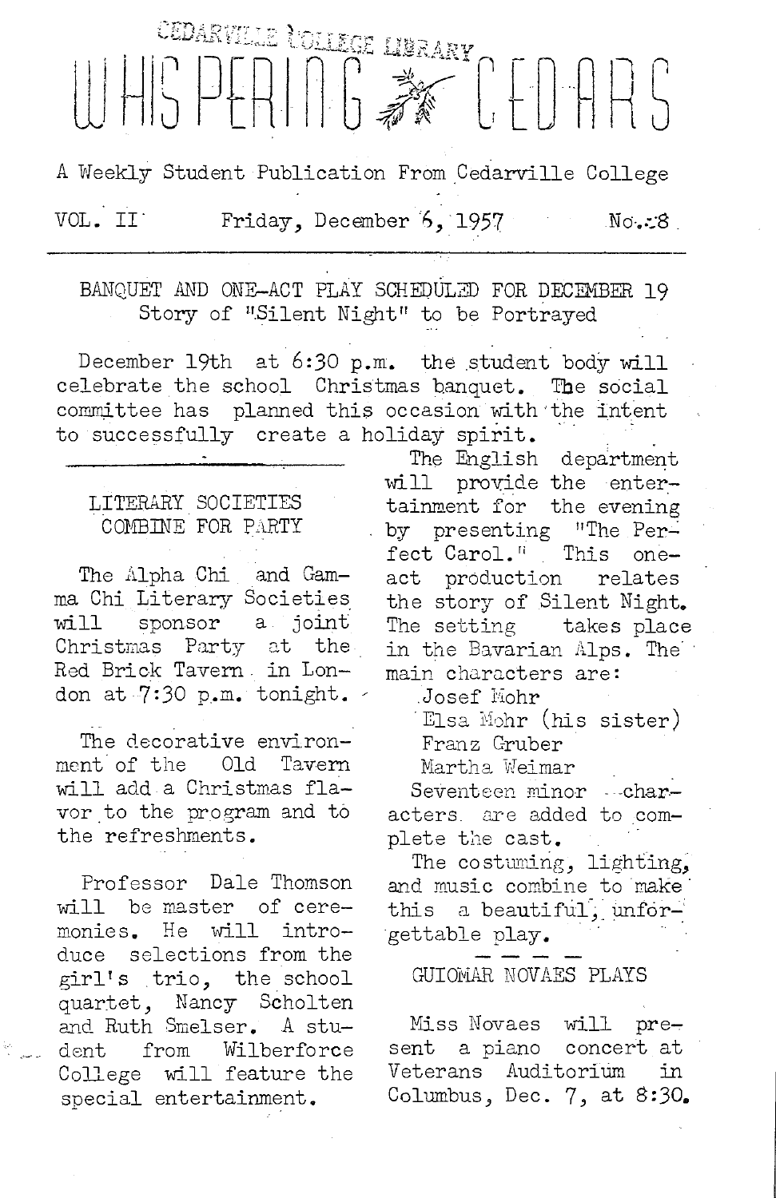CEDARVILLE COLLEGE LIBRARY

# WHISPERING CEDARS

A Weekly Student Publication From Cedarville College

VOL. II Friday, December 6, 1957 No. 8

---

## BANQUET AND ONE-ACT PLAY SCHEDULED FOR DECEMBER 19
### Story of "Silent Night" to be Portrayed

December 19th at 6:30 p.m. the student body will celebrate the school Christmas banquet. The social committee has planned this occasion with the intent to successfully create a holiday spirit.

The English department will provide the entertainment for the evening by presenting "The Perfect Carol." This one-act production relates the story of Silent Night. The setting takes place in the Bavarian Alps. The main characters are:

Josef Mohr
Elsa Mohr (his sister)
Franz Gruber
Martha Weimar

Seventeen minor characters are added to complete the cast.

The costuming, lighting, and music combine to make this a beautiful, unforgettable play.

---

## LITERARY SOCIETIES COMBINE FOR PARTY

The Alpha Chi and Gamma Chi Literary Societies will sponsor a joint Christmas Party at the Red Brick Tavern in London at 7:30 p.m. tonight.

The decorative environment of the Old Tavern will add a Christmas flavor to the program and to the refreshments.

Professor Dale Thomson will be master of ceremonies. He will introduce selections from the girl's trio, the school quartet, Nancy Scholten and Ruth Smelser. A student from Wilberforce College will feature the special entertainment.

---

## GUIOMAR NOVAES PLAYS

Miss Novaes will present a piano concert at Veterans Auditorium in Columbus, Dec. 7, at 8:30.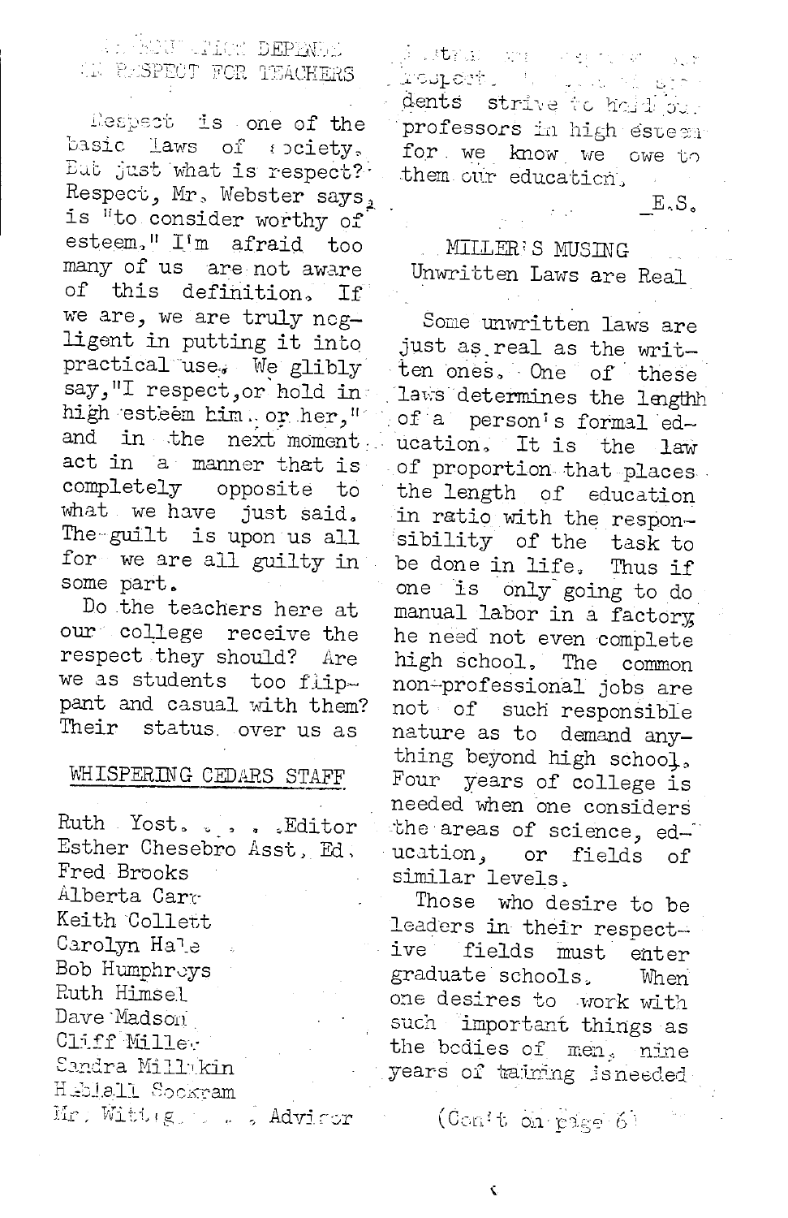## EDUCATION DEPENDS ON RESPECT FOR TEACHERS

Respect is one of the basic laws of society. But just what is respect? Respect, Mr. Webster says, is "to consider worthy of esteem." I'm afraid too many of us are not aware of this definition. If we are, we are truly negligent in putting it into practical use. We glibly say, "I respect, or hold in high esteem him.. or her," and in the next moment act in a manner that is completely opposite to what we have just said. The guilt is upon us all for we are all guilty in some part.

Do the teachers here at our college receive the respect they should? Are we as students too flippant and casual with them? Their status over us as ... respect. ... dents strive to hold our professors in high esteem for we know we owe to them our education.

_E.S.

### WHISPERING CEDARS STAFF

Ruth Yost. . . . .Editor
Esther Chesebro Asst. Ed.
Fred Brooks
Alberta Carr
Keith Collett
Carolyn Hale
Bob Humphreys
Ruth Himsel
Dave Madson
Cliff Miller
Sandra Millikin
Hablall Sockram
Mr. Wittig. . . . Advisor

## MILLER'S MUSING
### Unwritten Laws are Real

Some unwritten laws are just as real as the written ones. One of these laws determines the length of a person's formal education. It is the law of proportion that places the length of education in ratio with the responsibility of the task to be done in life. Thus if one is only going to do manual labor in a factory he need not even complete high school. The common non-professional jobs are not of such responsible nature as to demand anything beyond high school. Four years of college is needed when one considers the areas of science, education, or fields of similar levels.

Those who desire to be leaders in their respective fields must enter graduate schools. When one desires to work with such important things as the bodies of men, nine years of training is needed

(Con't on page 6)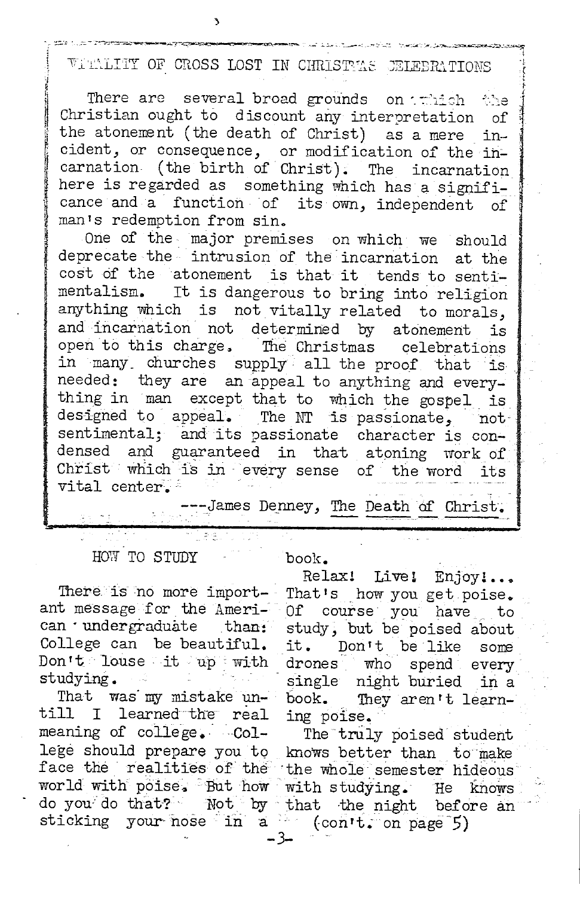## VITALITY OF CROSS LOST IN CHRISTMAS CELEBRATIONS

There are several broad grounds on which the Christian ought to discount any interpretation of the atonement (the death of Christ) as a mere incident, or consequence, or modification of the incarnation (the birth of Christ). The incarnation here is regarded as something which has a significance and a function of its own, independent of man's redemption from sin.

One of the major premises on which we should deprecate the intrusion of the incarnation at the cost of the atonement is that it tends to sentimentalism. It is dangerous to bring into religion anything which is not vitally related to morals, and incarnation not determined by atonement is open to this charge. The Christmas celebrations in many churches supply all the proof that is needed: they are an appeal to anything and everything in man except that to which the gospel is designed to appeal. The NT is passionate, not sentimental; and its passionate character is condensed and guaranteed in that atoning work of Christ which is in every sense of the word its vital center.

---James Denney, The Death of Christ.

## HOW TO STUDY

There is no more important message for the American undergraduate than: College can be beautiful. Don't louse it up with studying.

That was my mistake untill I learned the real meaning of college. College should prepare you to face the realities of the world with poise. But how do you do that? Not by sticking your nose in a book.

Relax! Live! Enjoy!... That's how you get poise. Of course you have to study, but be poised about it. Don't be like some drones who spend every single night buried in a book. They aren't learning poise.

The truly poised student knows better than to make the whole semester hideous with studying. He knows that the night before an (con't. on page 5)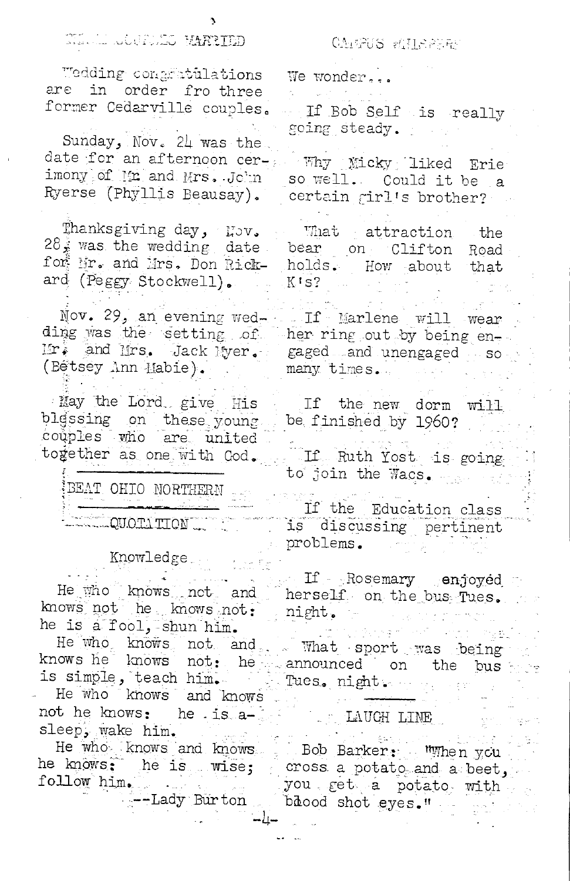## THREE COUPLES MARRIED

Wedding congratulations are in order fro three former Cedarville couples.

Sunday, Nov. 24 was the date for an afternoon ceremony of Mr. and Mrs. John Ryerse (Phyllis Beausay).

Thanksgiving day, Nov. 28, was the wedding date for Mr. and Mrs. Don Rickard (Peggy Stockwell).

Nov. 29, an evening wedding was the setting of Mr. and Mrs. Jack Myer. (Betsey Ann Mabie).

May the Lord give His blessing on these young couples who are united together as one with God.

---

BEAT OHIO NORTHERN

---

## QUOTATION

### Knowledge

He who knows not and knows not he knows not: he is a fool, shun him.
He who knows not and knows he knows not: he is simple, teach him.
He who knows and knows not he knows: he is asleep, wake him.
He who knows and knows he knows: he is wise; follow him.

--Lady Burton

## CAMPUS WHISPERS

We wonder...

If Bob Self is really going steady.

Why Micky liked Erie so well. Could it be a certain girl's brother?

What attraction the bear on Clifton Road holds. How about that K's?

If Marlene will wear her ring out by being engaged and unengaged so many times.

If the new dorm will be finished by 1960?

If Ruth Yost is going to join the Wacs.

If the Education class is discussing pertinent problems.

If Rosemary enjoyed herself on the bus Tues. night.

What sport was being announced on the bus Tues. night.

---

## LAUGH LINE

Bob Barker: "When you cross a potato and a beet, you get a potato with blood shot eyes."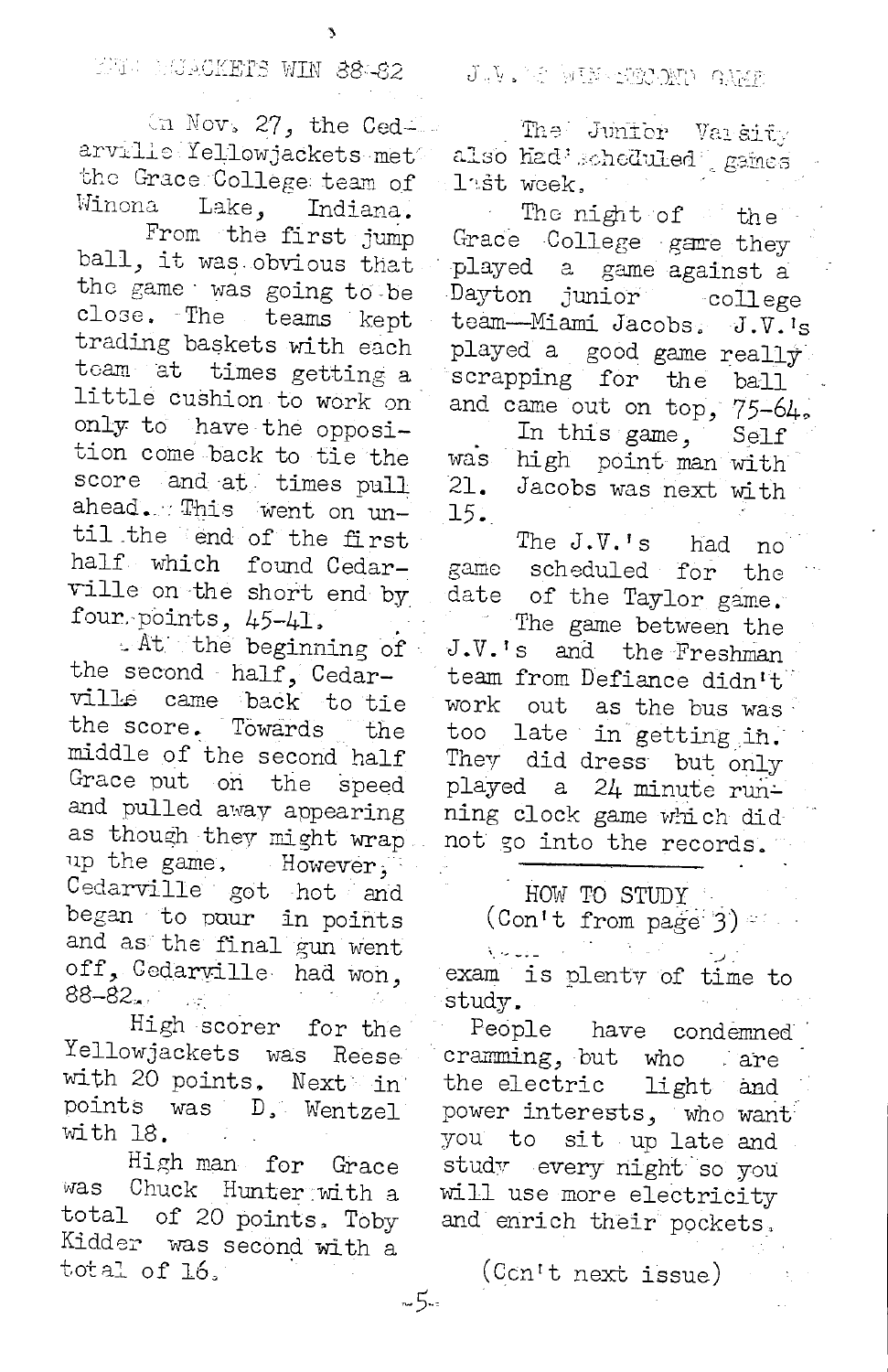## YELLOWJACKETS WIN 88-82

On Nov. 27, the Cedarville Yellowjackets met the Grace College team of Winona Lake, Indiana.

From the first jump ball, it was obvious that the game was going to be close. The teams kept trading baskets with each team at times getting a little cushion to work on only to have the opposition come back to tie the score and at times pull ahead. This went on until the end of the first half which found Cedarville on the short end by four points, 45-41.

At the beginning of the second half, Cedarville came back to tie the score. Towards the middle of the second half Grace put on the speed and pulled away appearing as though they might wrap up the game. However, Cedarville got hot and began to pour in points and as the final gun went off, Cedarville had won, 88-82.

High scorer for the Yellowjackets was Reese with 20 points. Next in points was D. Wentzel with 18.

High man for Grace was Chuck Hunter with a total of 20 points. Toby Kidder was second with a total of 16.

## J.V.'S WIN SECOND GAME

The Junior Varsity also had scheduled games last week.

The night of the Grace College game they played a game against a Dayton junior college team—Miami Jacobs. J.V.'s played a good game really scrapping for the ball and came out on top, 75-64.

In this game, Self was high point man with 21. Jacobs was next with 15.

The J.V.'s had no game scheduled for the date of the Taylor game.

The game between the J.V.'s and the Freshman team from Defiance didn't work out as the bus was too late in getting in. They did dress but only played a 24 minute running clock game which did not go into the records.

---

HOW TO STUDY
(Con't from page 3)

exam is plenty of time to study.

People have condemned cramming, but who are the electric light and power interests, who want you to sit up late and study every night so you will use more electricity and enrich their pockets.

(Con't next issue)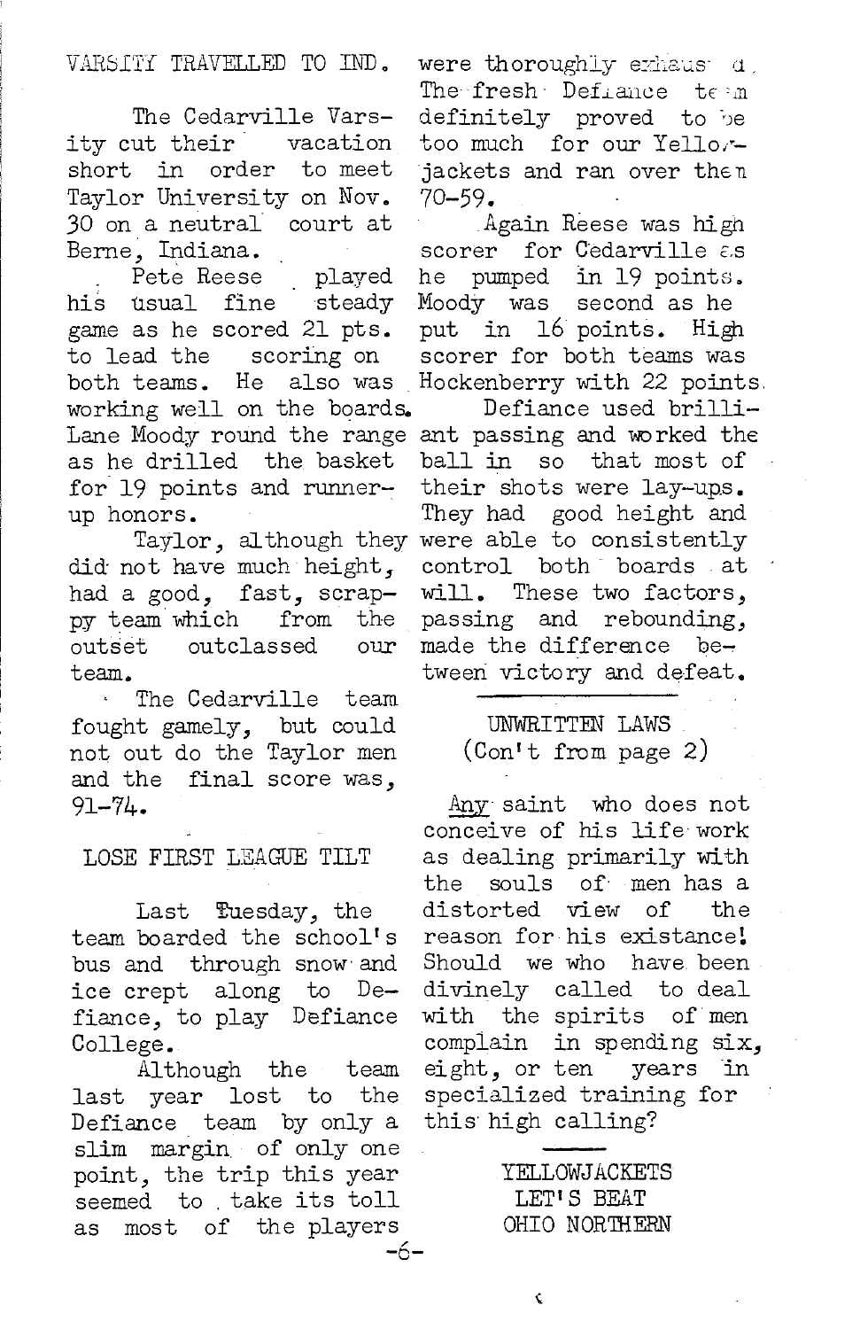## VARSITY TRAVELLED TO IND.

The Cedarville Varsity cut their vacation short in order to meet Taylor University on Nov. 30 on a neutral court at Berne, Indiana.

Pete Reese played his usual fine steady game as he scored 21 pts. to lead the scoring on both teams. He also was working well on the boards. Lane Moody round the range as he drilled the basket for 19 points and runner-up honors.

Taylor, although they did not have much height, had a good, fast, scrappy team which from the outset outclassed our team.

The Cedarville team fought gamely, but could not out do the Taylor men and the final score was, 91-74.

## LOSE FIRST LEAGUE TILT

Last Tuesday, the team boarded the school's bus and through snow and ice crept along to Defiance, to play Defiance College.

Although the team last year lost to the Defiance team by only a slim margin of only one point, the trip this year seemed to take its toll as most of the players were thoroughly exhausted. The fresh Defiance team definitely proved to be too much for our Yellowjackets and ran over them 70-59.

Again Reese was high scorer for Cedarville as he pumped in 19 points. Moody was second as he put in 16 points. High scorer for both teams was Hockenberry with 22 points.

Defiance used brilliant passing and worked the ball in so that most of their shots were lay-ups. They had good height and were able to consistently control both boards at will. These two factors, passing and rebounding, made the difference between victory and defeat.

## UNWRITTEN LAWS
(Con't from page 2)

Any saint who does not conceive of his life work as dealing primarily with the souls of men has a distorted view of the reason for his existance! Should we who have been divinely called to deal with the spirits of men complain in spending six, eight, or ten years in specialized training for this high calling?

YELLOWJACKETS
LET'S BEAT
OHIO NORTHERN